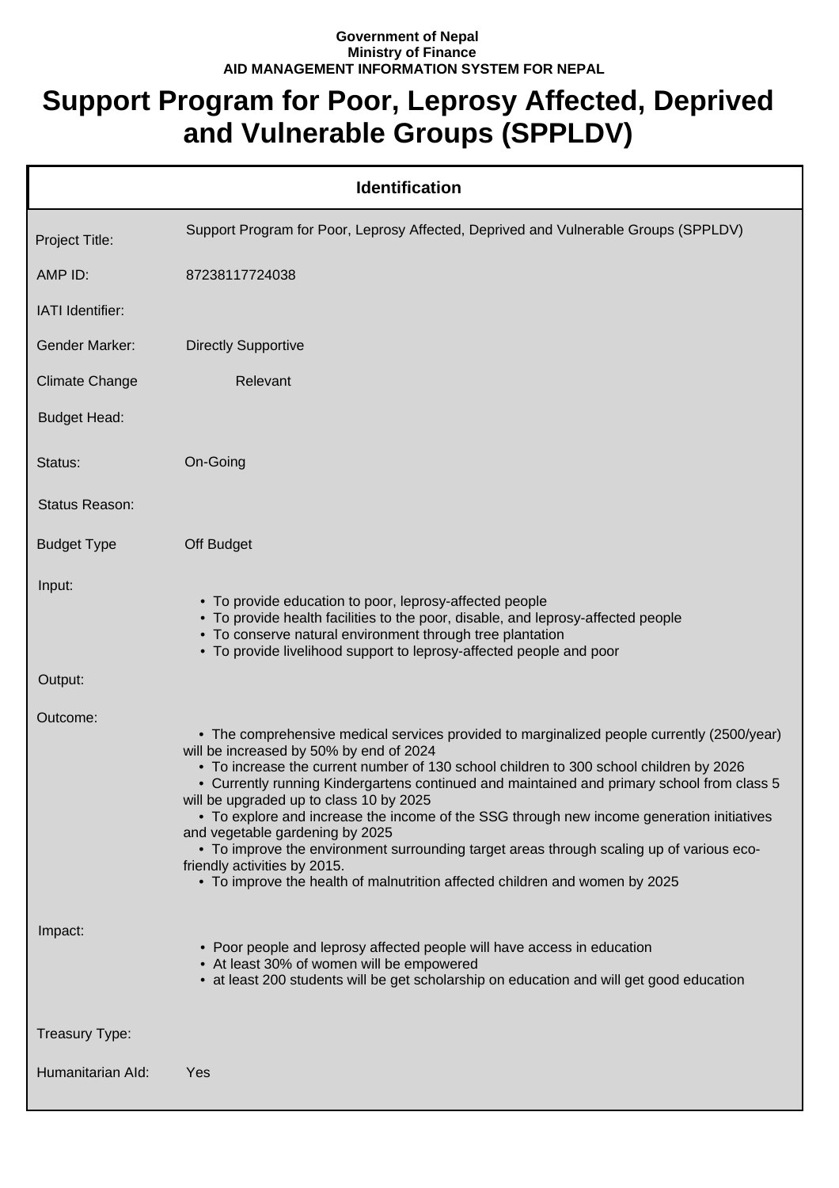Government of Nepal
Ministry of Finance
AID MANAGEMENT INFORMATION SYSTEM FOR NEPAL

# Support Program for Poor, Leprosy Affected, Deprived and Vulnerable Groups (SPPLDV)

## Identification

| | |
|---|---|
| Project Title: | Support Program for Poor, Leprosy Affected, Deprived and Vulnerable Groups (SPPLDV) |
| AMP ID: | 87238117724038 |
| IATI Identifier: | |
| Gender Marker: | Directly Supportive |
| Climate Change | Relevant |
| Budget Head: | |
| Status: | On-Going |
| Status Reason: | |
| Budget Type | Off Budget |
| Input: | • To provide education to poor, leprosy-affected people<br>• To provide health facilities to the poor, disable, and leprosy-affected people<br>• To conserve natural environment through tree plantation<br>• To provide livelihood support to leprosy-affected people and poor |
| Output: | |
| Outcome: | • The comprehensive medical services provided to marginalized people currently (2500/year) will be increased by 50% by end of 2024<br>• To increase the current number of 130 school children to 300 school children by 2026<br>• Currently running Kindergartens continued and maintained and primary school from class 5 will be upgraded up to class 10 by 2025<br>• To explore and increase the income of the SSG through new income generation initiatives and vegetable gardening by 2025<br>• To improve the environment surrounding target areas through scaling up of various eco-friendly activities by 2015.<br>• To improve the health of malnutrition affected children and women by 2025 |
| Impact: | • Poor people and leprosy affected people will have access in education<br>• At least 30% of women will be empowered<br>• at least 200 students will be get scholarship on education and will get good education |
| Treasury Type: | |
| Humanitarian AId: | Yes |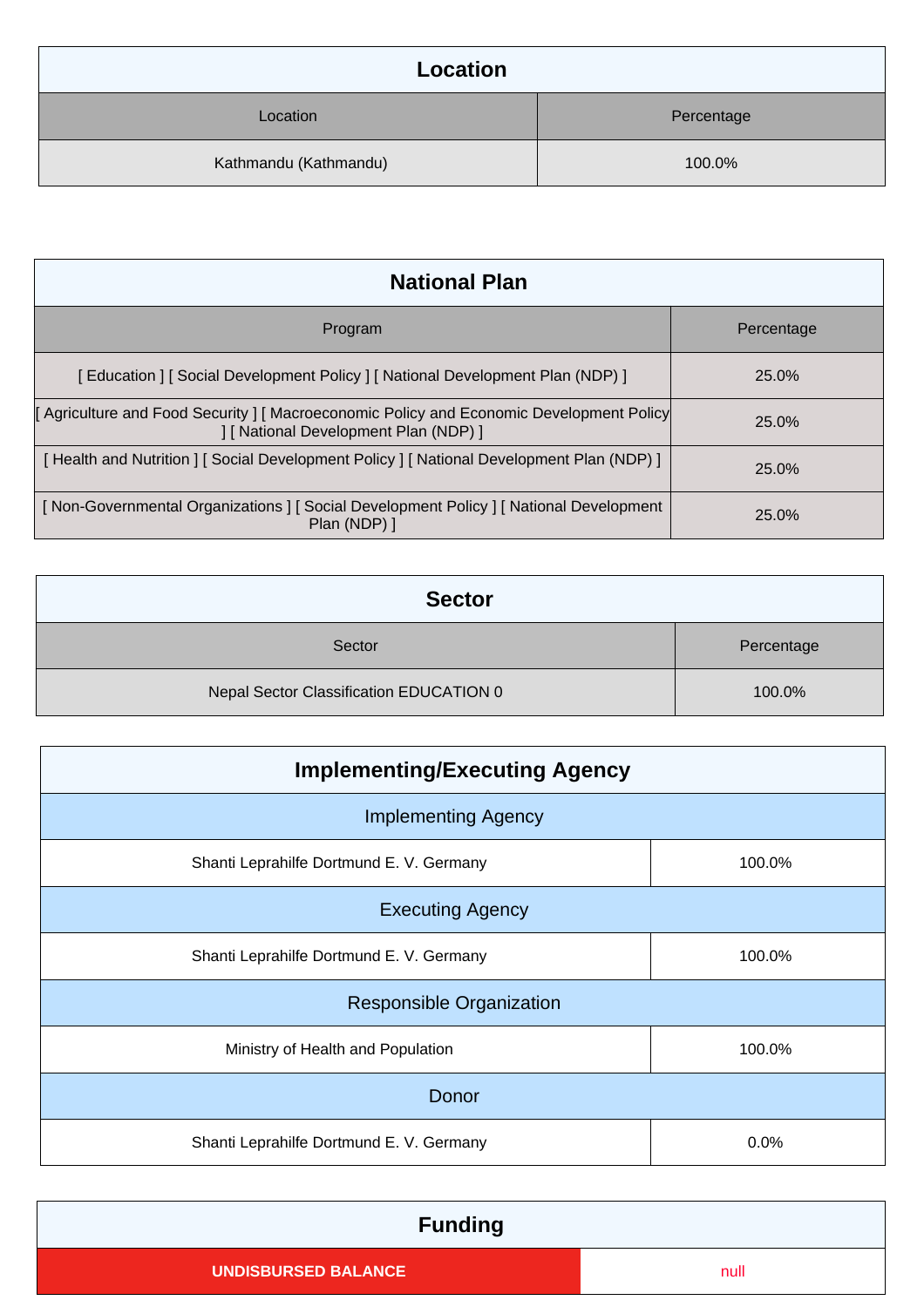## Location

| Location | Percentage |
|---|---|
| Kathmandu (Kathmandu) | 100.0% |

## National Plan

| Program | Percentage |
|---|---|
| [ Education ] [ Social Development Policy ] [ National Development Plan (NDP) ] | 25.0% |
| [ Agriculture and Food Security ] [ Macroeconomic Policy and Economic Development Policy ] [ National Development Plan (NDP) ] | 25.0% |
| [ Health and Nutrition ] [ Social Development Policy ] [ National Development Plan (NDP) ] | 25.0% |
| [ Non-Governmental Organizations ] [ Social Development Policy ] [ National Development Plan (NDP) ] | 25.0% |

## Sector

| Sector | Percentage |
|---|---|
| Nepal Sector Classification EDUCATION 0 | 100.0% |

## Implementing/Executing Agency

| Implementing Agency | |
|---|---|
| Shanti Leprahilfe Dortmund E. V. Germany | 100.0% |
| **Executing Agency** | |
| Shanti Leprahilfe Dortmund E. V. Germany | 100.0% |
| **Responsible Organization** | |
| Ministry of Health and Population | 100.0% |
| **Donor** | |
| Shanti Leprahilfe Dortmund E. V. Germany | 0.0% |

## Funding

| UNDISBURSED BALANCE | null |
|---|---|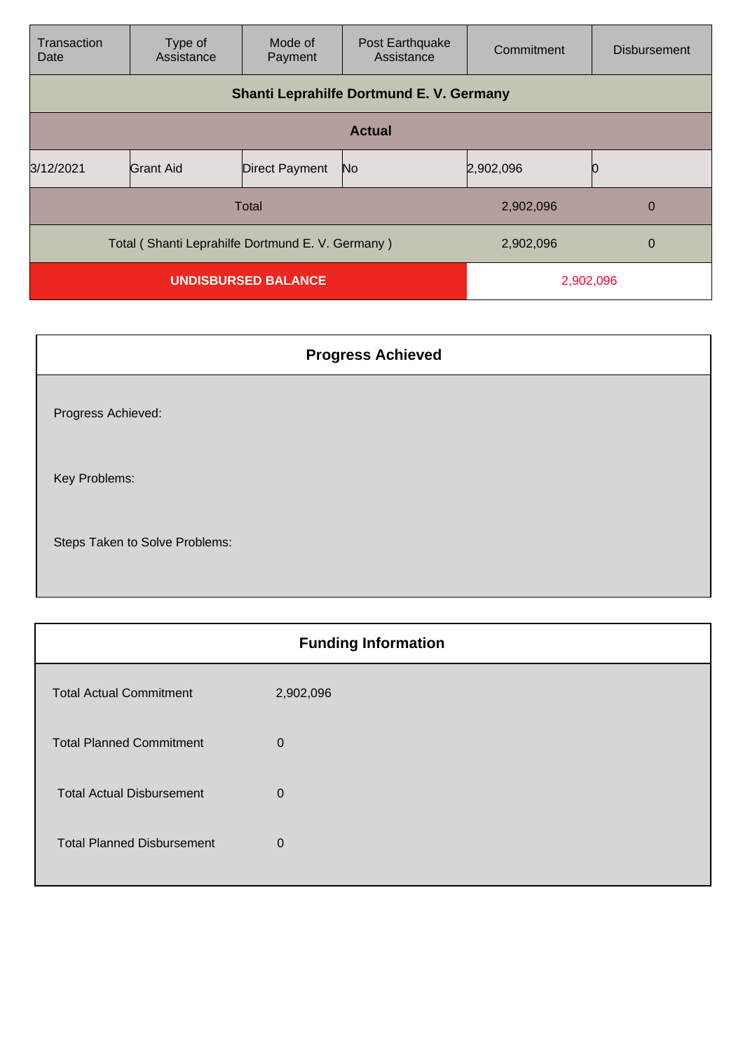| Transaction Date | Type of Assistance | Mode of Payment | Post Earthquake Assistance | Commitment | Disbursement |
|---|---|---|---|---|---|
| **Shanti Leprahilfe Dortmund E. V. Germany** | | | | | |
| **Actual** | | | | | |
| 3/12/2021 | Grant Aid | Direct Payment | No | 2,902,096 | 0 |
| Total | | | | 2,902,096 | 0 |
| Total ( Shanti Leprahilfe Dortmund E. V. Germany ) | | | | 2,902,096 | 0 |
| **UNDISBURSED BALANCE** | | | | 2,902,096 | |

| **Progress Achieved** |
|---|
| Progress Achieved: |
| Key Problems: |
| Steps Taken to Solve Problems: |

| **Funding Information** | |
|---|---|
| Total Actual Commitment | 2,902,096 |
| Total Planned Commitment | 0 |
| Total Actual Disbursement | 0 |
| Total Planned Disbursement | 0 |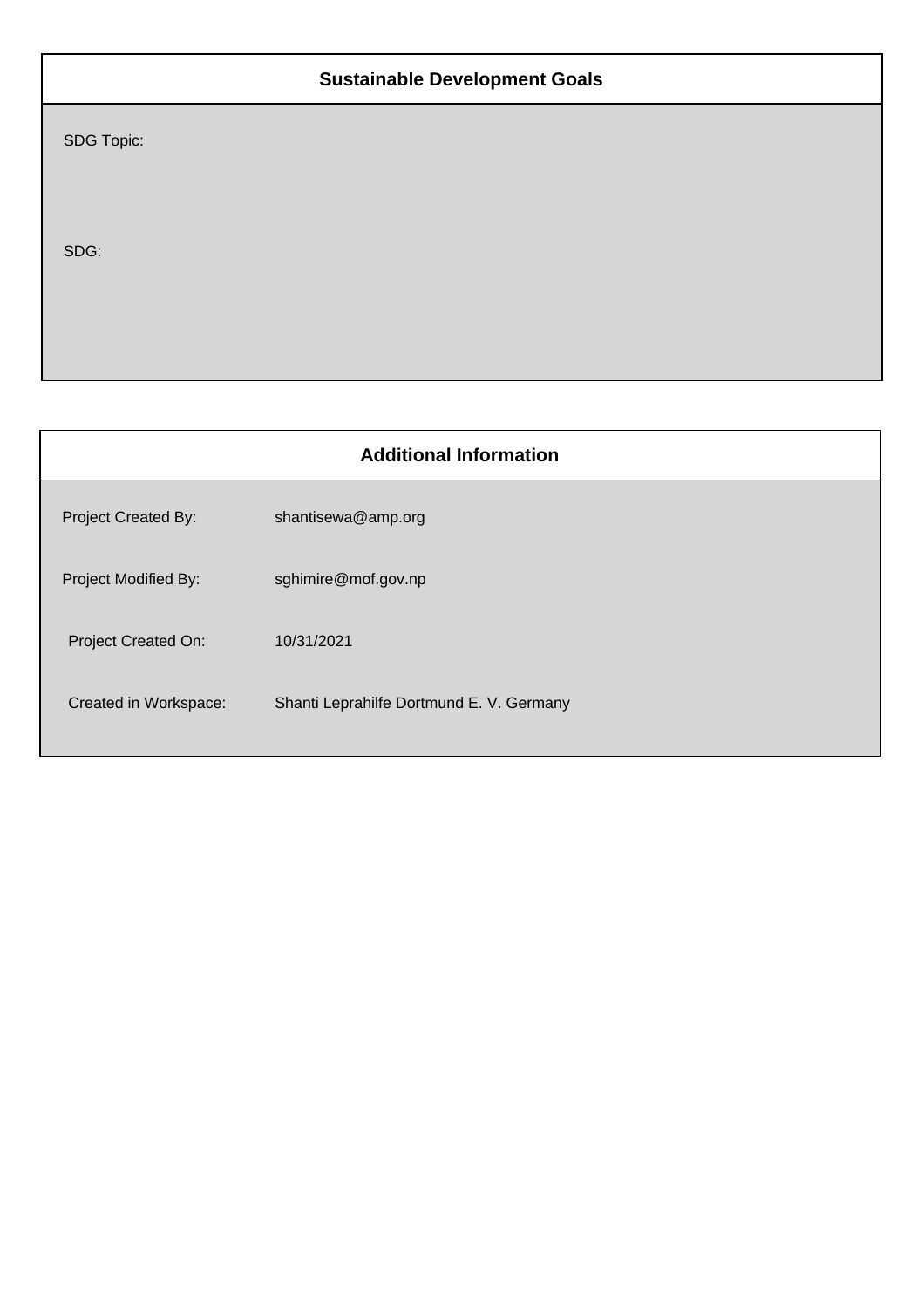## Sustainable Development Goals

SDG Topic:

SDG:

## Additional Information

| | |
|---|---|
| Project Created By: | shantisewa@amp.org |
| Project Modified By: | sghimire@mof.gov.np |
| Project Created On: | 10/31/2021 |
| Created in Workspace: | Shanti Leprahilfe Dortmund E. V. Germany |